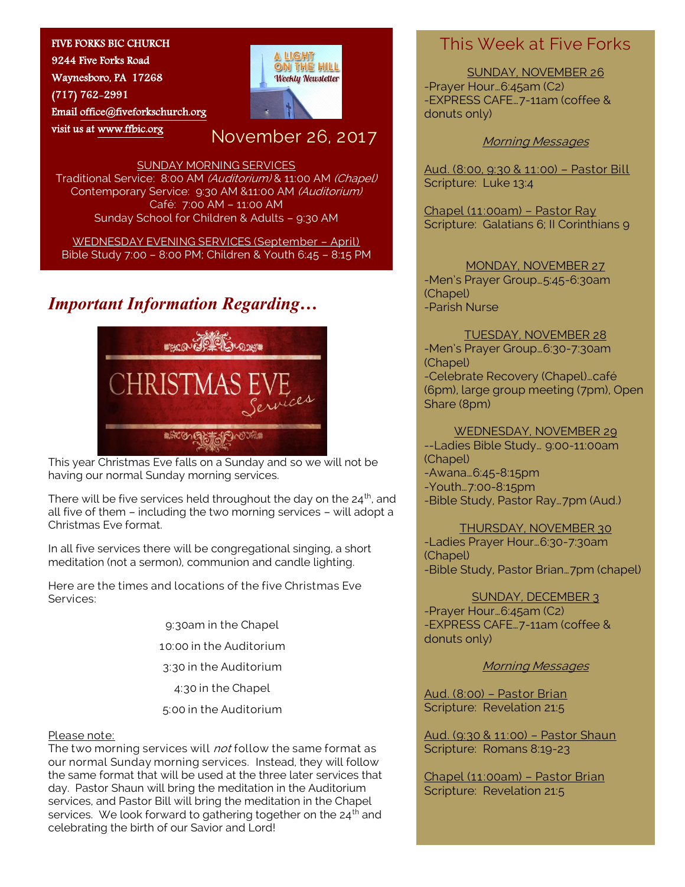FIVE FORKS BIC CHURCH
9244 Five Forks Road
Waynesboro, PA 17268
(717) 762-2991
Email office@fiveforkschurch.org
visit us at www.ffbic.org

A LIGHT ON THE HILL
Weekly Newsletter

November 26, 2017

SUNDAY MORNING SERVICES
Traditional Service: 8:00 AM *(Auditorium)* & 11:00 AM *(Chapel)*
Contemporary Service: 9:30 AM &11:00 AM *(Auditorium)*
Café: 7:00 AM – 11:00 AM
Sunday School for Children & Adults – 9:30 AM

WEDNESDAY EVENING SERVICES (September – April)
Bible Study 7:00 – 8:00 PM; Children & Youth 6:45 – 8:15 PM

## *Important Information Regarding…*

CHRISTMAS EVE Services

This year Christmas Eve falls on a Sunday and so we will not be having our normal Sunday morning services.

There will be five services held throughout the day on the 24th, and all five of them – including the two morning services – will adopt a Christmas Eve format.

In all five services there will be congregational singing, a short meditation (not a sermon), communion and candle lighting.

Here are the times and locations of the five Christmas Eve Services:

9:30am in the Chapel
10:00 in the Auditorium
3:30 in the Auditorium
4:30 in the Chapel
5:00 in the Auditorium

Please note:
The two morning services will *not* follow the same format as our normal Sunday morning services. Instead, they will follow the same format that will be used at the three later services that day. Pastor Shaun will bring the meditation in the Auditorium services, and Pastor Bill will bring the meditation in the Chapel services. We look forward to gathering together on the 24th and celebrating the birth of our Savior and Lord!

## This Week at Five Forks

SUNDAY, NOVEMBER 26
-Prayer Hour…6:45am (C2)
-EXPRESS CAFE…7-11am (coffee & donuts only)

*Morning Messages*

Aud. (8:00, 9:30 & 11:00) – Pastor Bill
Scripture: Luke 13:4

Chapel (11:00am) – Pastor Ray
Scripture: Galatians 6; II Corinthians 9

MONDAY, NOVEMBER 27
-Men's Prayer Group…5:45-6:30am (Chapel)
-Parish Nurse

TUESDAY, NOVEMBER 28
-Men's Prayer Group…6:30-7:30am (Chapel)
-Celebrate Recovery (Chapel)…café (6pm), large group meeting (7pm), Open Share (8pm)

WEDNESDAY, NOVEMBER 29
--Ladies Bible Study… 9:00-11:00am (Chapel)
-Awana…6:45-8:15pm
-Youth…7:00-8:15pm
-Bible Study, Pastor Ray…7pm (Aud.)

THURSDAY, NOVEMBER 30
-Ladies Prayer Hour…6:30-7:30am (Chapel)
-Bible Study, Pastor Brian…7pm (chapel)

SUNDAY, DECEMBER 3
-Prayer Hour…6:45am (C2)
-EXPRESS CAFE…7-11am (coffee & donuts only)

*Morning Messages*

Aud. (8:00) – Pastor Brian
Scripture: Revelation 21:5

Aud. (9:30 & 11:00) – Pastor Shaun
Scripture: Romans 8:19-23

Chapel (11:00am) – Pastor Brian
Scripture: Revelation 21:5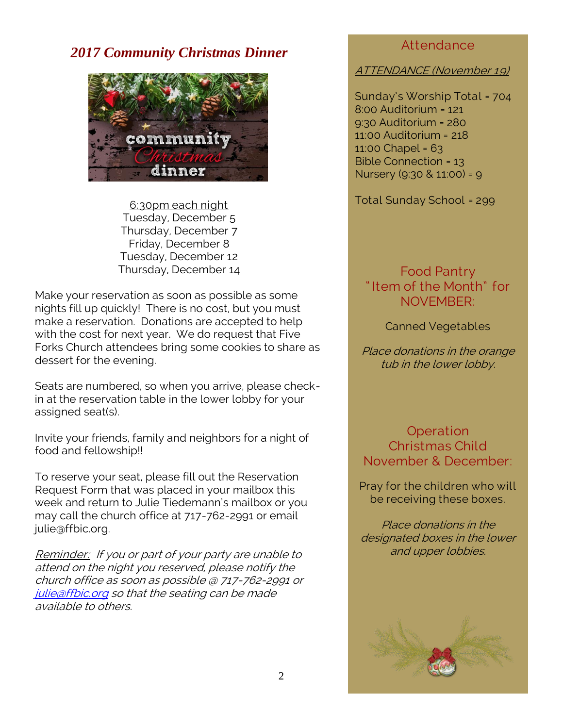## *2017 Community Christmas Dinner*

6:30pm each night
Tuesday, December 5
Thursday, December 7
Friday, December 8
Tuesday, December 12
Thursday, December 14

Make your reservation as soon as possible as some nights fill up quickly! There is no cost, but you must make a reservation. Donations are accepted to help with the cost for next year. We do request that Five Forks Church attendees bring some cookies to share as dessert for the evening.

Seats are numbered, so when you arrive, please check-in at the reservation table in the lower lobby for your assigned seat(s).

Invite your friends, family and neighbors for a night of food and fellowship!!

To reserve your seat, please fill out the Reservation Request Form that was placed in your mailbox this week and return to Julie Tiedemann's mailbox or you may call the church office at 717-762-2991 or email julie@ffbic.org.

*Reminder: If you or part of your party are unable to attend on the night you reserved, please notify the church office as soon as possible @ 717-762-2991 or julie@ffbic.org so that the seating can be made available to others.*

## Attendance

*ATTENDANCE (November 19)*

Sunday's Worship Total = 704
8:00 Auditorium = 121
9:30 Auditorium = 280
11:00 Auditorium = 218
11:00 Chapel = 63
Bible Connection = 13
Nursery (9:30 & 11:00) = 9

Total Sunday School = 299

## Food Pantry "Item of the Month" for NOVEMBER:

Canned Vegetables

*Place donations in the orange tub in the lower lobby.*

## Operation Christmas Child November & December:

Pray for the children who will be receiving these boxes.

*Place donations in the designated boxes in the lower and upper lobbies.*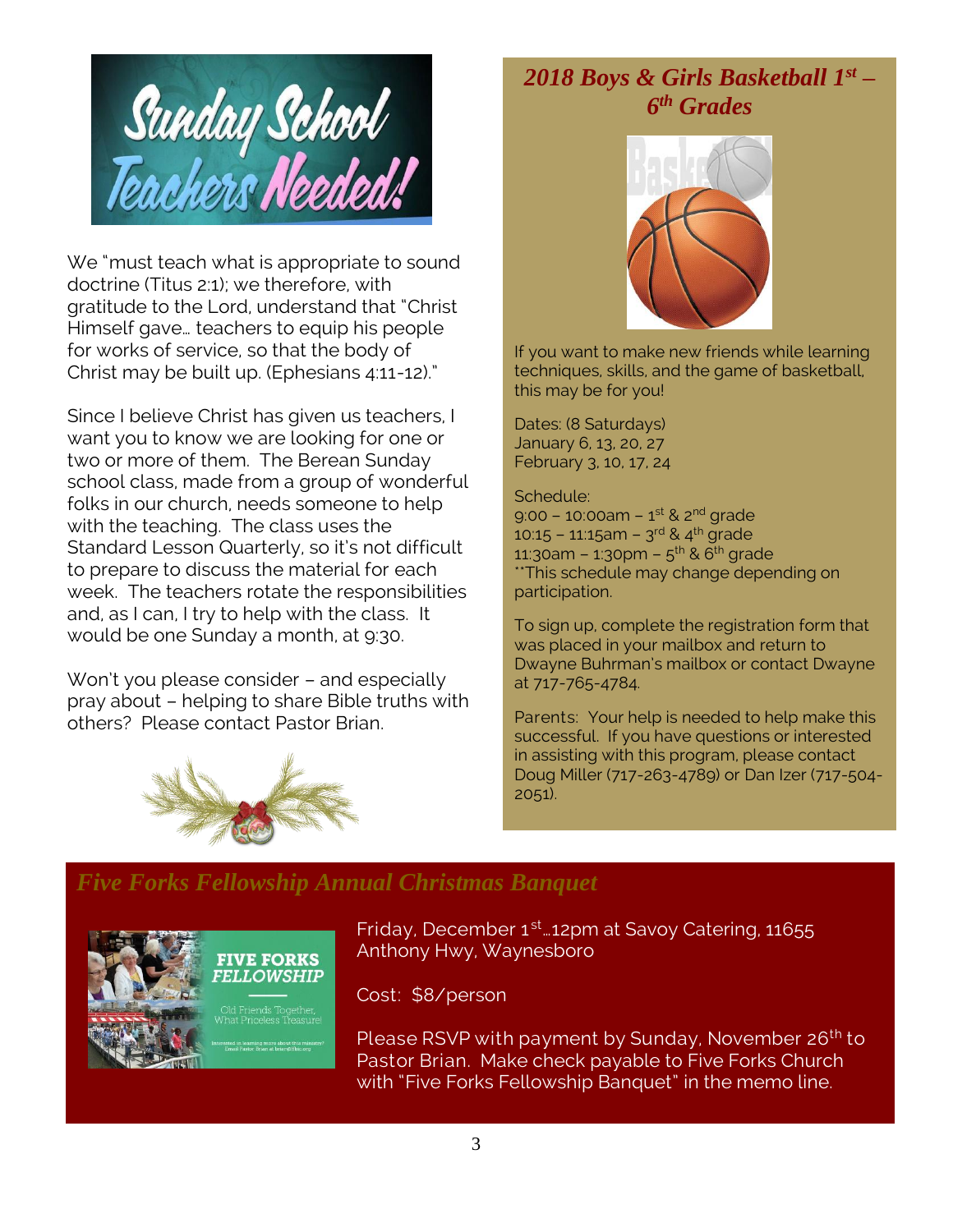# Sunday School Teachers Needed!

We "must teach what is appropriate to sound doctrine (Titus 2:1); we therefore, with gratitude to the Lord, understand that "Christ Himself gave… teachers to equip his people for works of service, so that the body of Christ may be built up. (Ephesians 4:11-12)."

Since I believe Christ has given us teachers, I want you to know we are looking for one or two or more of them. The Berean Sunday school class, made from a group of wonderful folks in our church, needs someone to help with the teaching. The class uses the Standard Lesson Quarterly, so it's not difficult to prepare to discuss the material for each week. The teachers rotate the responsibilities and, as I can, I try to help with the class. It would be one Sunday a month, at 9:30.

Won't you please consider – and especially pray about – helping to share Bible truths with others? Please contact Pastor Brian.

## *2018 Boys & Girls Basketball 1st – 6th Grades*

If you want to make new friends while learning techniques, skills, and the game of basketball, this may be for you!

Dates: (8 Saturdays)
January 6, 13, 20, 27
February 3, 10, 17, 24

Schedule:
9:00 – 10:00am – 1st & 2nd grade
10:15 – 11:15am – 3rd & 4th grade
11:30am – 1:30pm – 5th & 6th grade
**This schedule may change depending on participation.

To sign up, complete the registration form that was placed in your mailbox and return to Dwayne Buhrman's mailbox or contact Dwayne at 717-765-4784.

Parents: Your help is needed to help make this successful. If you have questions or interested in assisting with this program, please contact Doug Miller (717-263-4789) or Dan Izer (717-504-2051).

## *Five Forks Fellowship Annual Christmas Banquet*

Friday, December 1st…12pm at Savoy Catering, 11655 Anthony Hwy, Waynesboro

Cost: $8/person

Please RSVP with payment by Sunday, November 26th to Pastor Brian. Make check payable to Five Forks Church with "Five Forks Fellowship Banquet" in the memo line.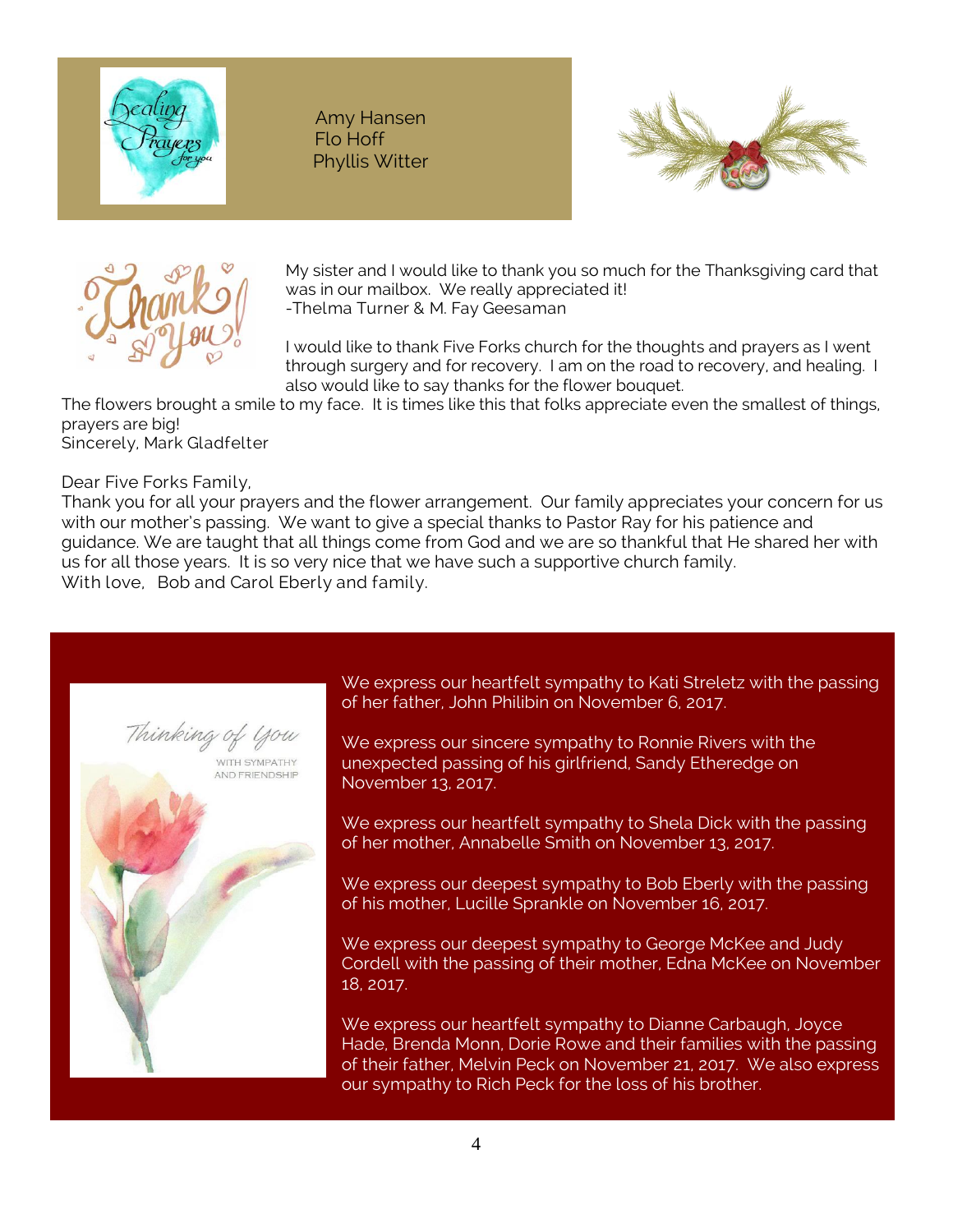Amy Hansen
Flo Hoff
Phyllis Witter

My sister and I would like to thank you so much for the Thanksgiving card that was in our mailbox. We really appreciated it!
-Thelma Turner & M. Fay Geesaman

I would like to thank Five Forks church for the thoughts and prayers as I went through surgery and for recovery. I am on the road to recovery, and healing. I also would like to say thanks for the flower bouquet. The flowers brought a smile to my face. It is times like this that folks appreciate even the smallest of things, prayers are big!
Sincerely, Mark Gladfelter

Dear Five Forks Family,
Thank you for all your prayers and the flower arrangement. Our family appreciates your concern for us with our mother's passing. We want to give a special thanks to Pastor Ray for his patience and guidance. We are taught that all things come from God and we are so thankful that He shared her with us for all those years. It is so very nice that we have such a supportive church family.
With love, Bob and Carol Eberly and family.

We express our heartfelt sympathy to Kati Streletz with the passing of her father, John Philibin on November 6, 2017.

We express our sincere sympathy to Ronnie Rivers with the unexpected passing of his girlfriend, Sandy Etheredge on November 13, 2017.

We express our heartfelt sympathy to Shela Dick with the passing of her mother, Annabelle Smith on November 13, 2017.

We express our deepest sympathy to Bob Eberly with the passing of his mother, Lucille Sprankle on November 16, 2017.

We express our deepest sympathy to George McKee and Judy Cordell with the passing of their mother, Edna McKee on November 18, 2017.

We express our heartfelt sympathy to Dianne Carbaugh, Joyce Hade, Brenda Monn, Dorie Rowe and their families with the passing of their father, Melvin Peck on November 21, 2017. We also express our sympathy to Rich Peck for the loss of his brother.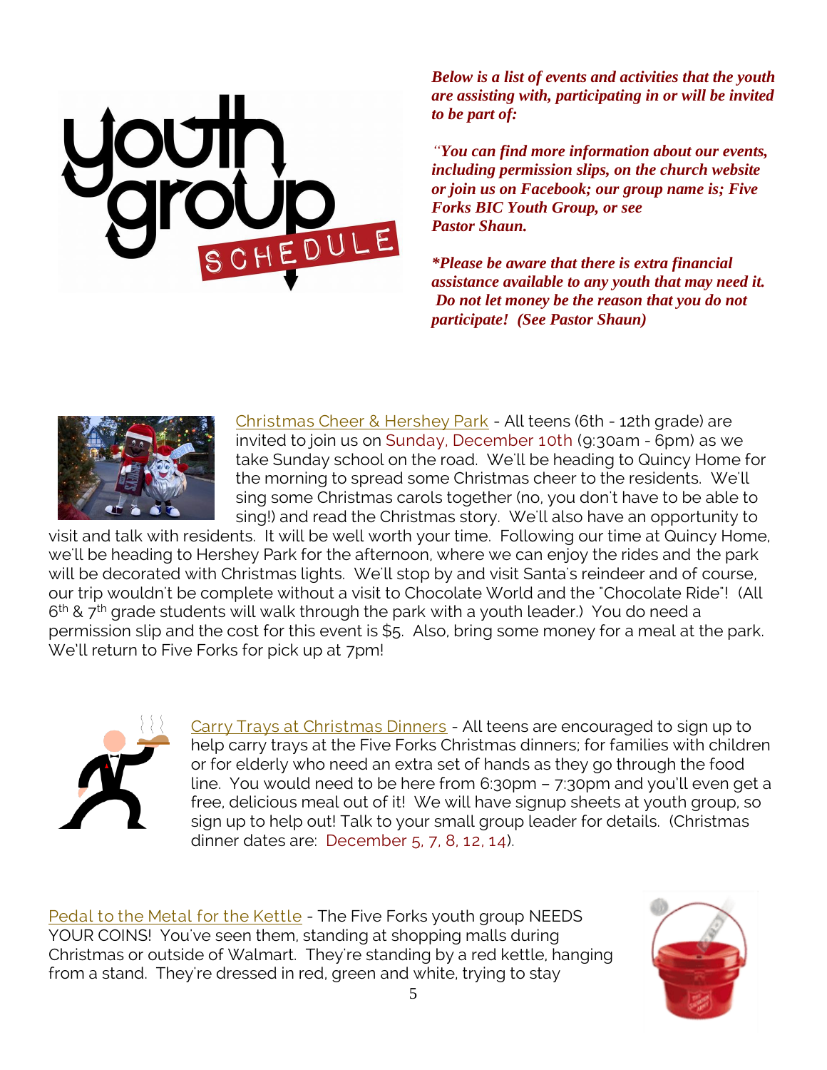***Below is a list of events and activities that the youth are assisting with, participating in or will be invited to be part of:***

***"You can find more information about our events, including permission slips, on the church website or join us on Facebook; our group name is; Five Forks BIC Youth Group, or see Pastor Shaun.***

***\*Please be aware that there is extra financial assistance available to any youth that may need it. Do not let money be the reason that you do not participate! (See Pastor Shaun)***

Christmas Cheer & Hershey Park - All teens (6th - 12th grade) are invited to join us on Sunday, December 10th (9:30am - 6pm) as we take Sunday school on the road. We'll be heading to Quincy Home for the morning to spread some Christmas cheer to the residents. We'll sing some Christmas carols together (no, you don't have to be able to sing!) and read the Christmas story. We'll also have an opportunity to visit and talk with residents. It will be well worth your time. Following our time at Quincy Home, we'll be heading to Hershey Park for the afternoon, where we can enjoy the rides and the park will be decorated with Christmas lights. We'll stop by and visit Santa's reindeer and of course, our trip wouldn't be complete without a visit to Chocolate World and the "Chocolate Ride"! (All 6th & 7th grade students will walk through the park with a youth leader.) You do need a permission slip and the cost for this event is $5. Also, bring some money for a meal at the park. We'll return to Five Forks for pick up at 7pm!

Carry Trays at Christmas Dinners - All teens are encouraged to sign up to help carry trays at the Five Forks Christmas dinners; for families with children or for elderly who need an extra set of hands as they go through the food line. You would need to be here from 6:30pm – 7:30pm and you'll even get a free, delicious meal out of it! We will have signup sheets at youth group, so sign up to help out! Talk to your small group leader for details. (Christmas dinner dates are: December 5, 7, 8, 12, 14).

Pedal to the Metal for the Kettle - The Five Forks youth group NEEDS YOUR COINS! You've seen them, standing at shopping malls during Christmas or outside of Walmart. They're standing by a red kettle, hanging from a stand. They're dressed in red, green and white, trying to stay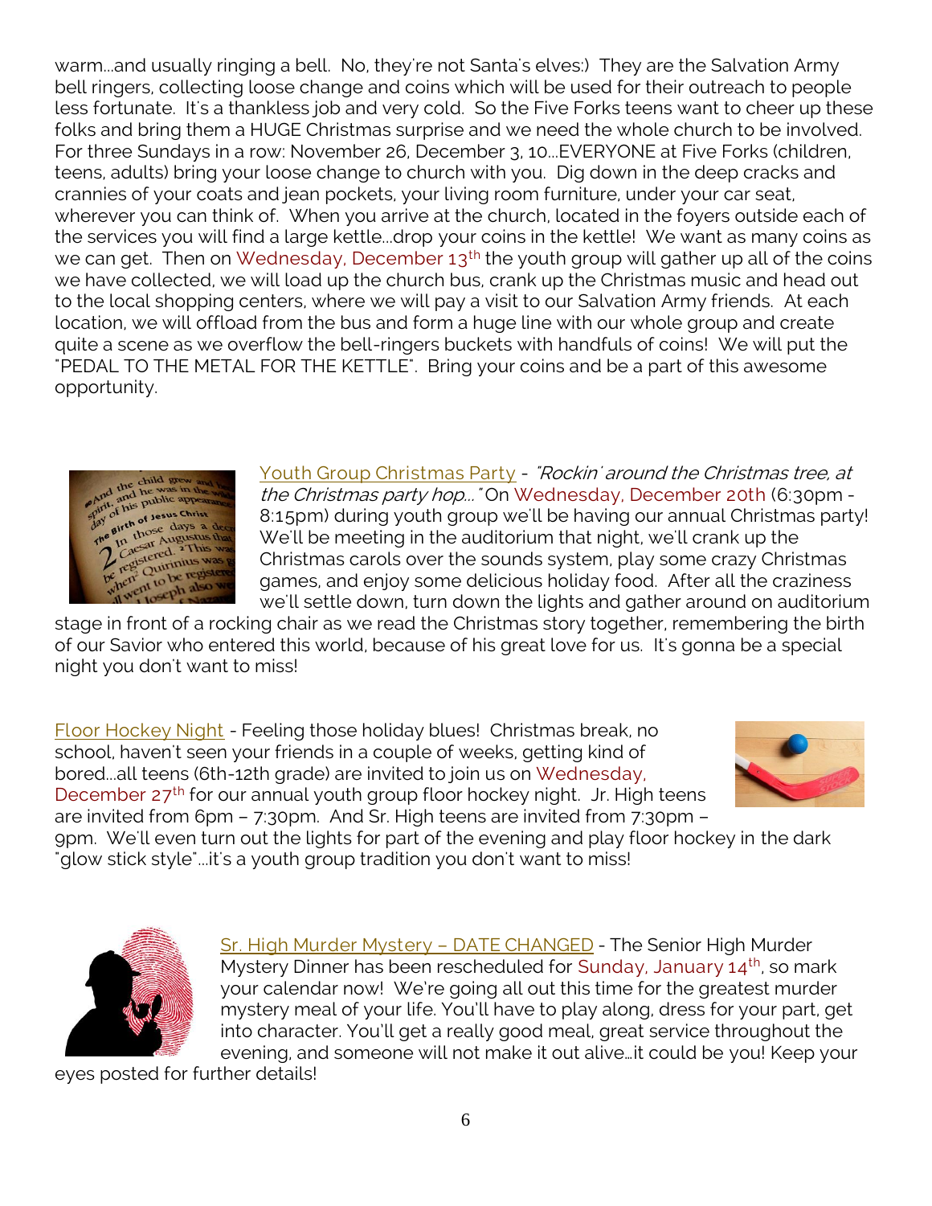warm...and usually ringing a bell. No, they're not Santa's elves:) They are the Salvation Army bell ringers, collecting loose change and coins which will be used for their outreach to people less fortunate. It's a thankless job and very cold. So the Five Forks teens want to cheer up these folks and bring them a HUGE Christmas surprise and we need the whole church to be involved. For three Sundays in a row: November 26, December 3, 10...EVERYONE at Five Forks (children, teens, adults) bring your loose change to church with you. Dig down in the deep cracks and crannies of your coats and jean pockets, your living room furniture, under your car seat, wherever you can think of. When you arrive at the church, located in the foyers outside each of the services you will find a large kettle...drop your coins in the kettle! We want as many coins as we can get. Then on Wednesday, December 13th the youth group will gather up all of the coins we have collected, we will load up the church bus, crank up the Christmas music and head out to the local shopping centers, where we will pay a visit to our Salvation Army friends. At each location, we will offload from the bus and form a huge line with our whole group and create quite a scene as we overflow the bell-ringers buckets with handfuls of coins! We will put the "PEDAL TO THE METAL FOR THE KETTLE". Bring your coins and be a part of this awesome opportunity.

Youth Group Christmas Party - *"Rockin' around the Christmas tree, at the Christmas party hop..."* On Wednesday, December 20th (6:30pm - 8:15pm) during youth group we'll be having our annual Christmas party! We'll be meeting in the auditorium that night, we'll crank up the Christmas carols over the sounds system, play some crazy Christmas games, and enjoy some delicious holiday food. After all the craziness we'll settle down, turn down the lights and gather around on auditorium stage in front of a rocking chair as we read the Christmas story together, remembering the birth of our Savior who entered this world, because of his great love for us. It's gonna be a special night you don't want to miss!

Floor Hockey Night - Feeling those holiday blues! Christmas break, no school, haven't seen your friends in a couple of weeks, getting kind of bored...all teens (6th-12th grade) are invited to join us on Wednesday, December 27th for our annual youth group floor hockey night. Jr. High teens are invited from 6pm – 7:30pm. And Sr. High teens are invited from 7:30pm – 9pm. We'll even turn out the lights for part of the evening and play floor hockey in the dark "glow stick style"...it's a youth group tradition you don't want to miss!

Sr. High Murder Mystery – DATE CHANGED - The Senior High Murder Mystery Dinner has been rescheduled for Sunday, January 14th, so mark your calendar now! We're going all out this time for the greatest murder mystery meal of your life. You'll have to play along, dress for your part, get into character. You'll get a really good meal, great service throughout the evening, and someone will not make it out alive...it could be you! Keep your eyes posted for further details!